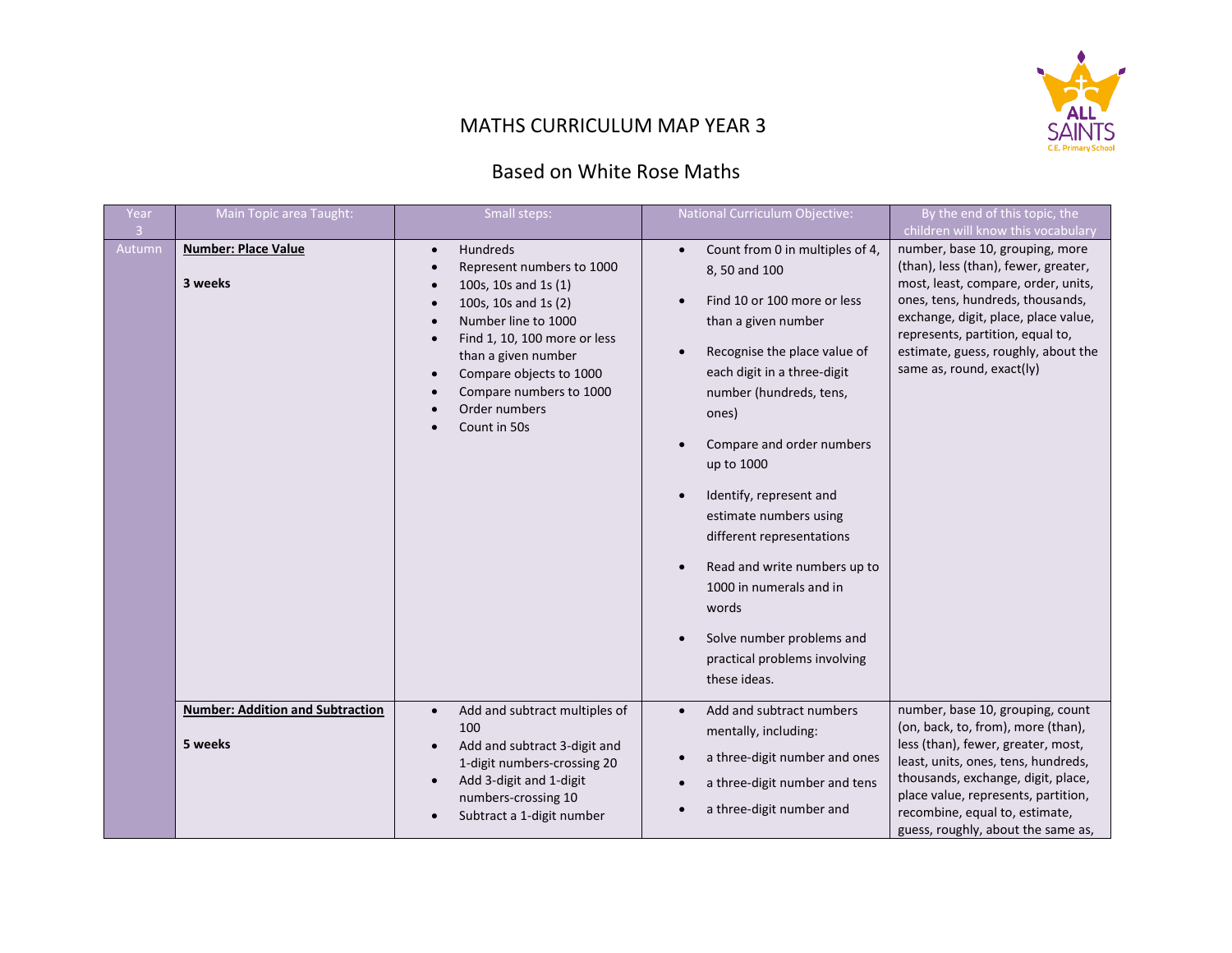# MATHS CURRICULUM MAP YEAR 3

## Based on White Rose Maths

| Year 3 | Main Topic area Taught: | Small steps: | National Curriculum Objective: | By the end of this topic, the children will know this vocabulary |
|---|---|---|---|---|
| Autumn | **Number: Place Value**<br><br>**3 weeks** | • Hundreds<br>• Represent numbers to 1000<br>• 100s, 10s and 1s (1)<br>• 100s, 10s and 1s (2)<br>• Number line to 1000<br>• Find 1, 10, 100 more or less than a given number<br>• Compare objects to 1000<br>• Compare numbers to 1000<br>• Order numbers<br>• Count in 50s | • Count from 0 in multiples of 4, 8, 50 and 100<br>• Find 10 or 100 more or less than a given number<br>• Recognise the place value of each digit in a three-digit number (hundreds, tens, ones)<br>• Compare and order numbers up to 1000<br>• Identify, represent and estimate numbers using different representations<br>• Read and write numbers up to 1000 in numerals and in words<br>• Solve number problems and practical problems involving these ideas. | number, base 10, grouping, more (than), less (than), fewer, greater, most, least, compare, order, units, ones, tens, hundreds, thousands, exchange, digit, place, place value, represents, partition, equal to, estimate, guess, roughly, about the same as, round, exact(ly) |
| | **Number: Addition and Subtraction**<br><br>**5 weeks** | • Add and subtract multiples of 100<br>• Add and subtract 3-digit and 1-digit numbers-crossing 20<br>• Add 3-digit and 1-digit numbers-crossing 10<br>• Subtract a 1-digit number | • Add and subtract numbers mentally, including:<br>• a three-digit number and ones<br>• a three-digit number and tens<br>• a three-digit number and | number, base 10, grouping, count (on, back, to, from), more (than), less (than), fewer, greater, most, least, units, ones, tens, hundreds, thousands, exchange, digit, place, place value, represents, partition, recombine, equal to, estimate, guess, roughly, about the same as, |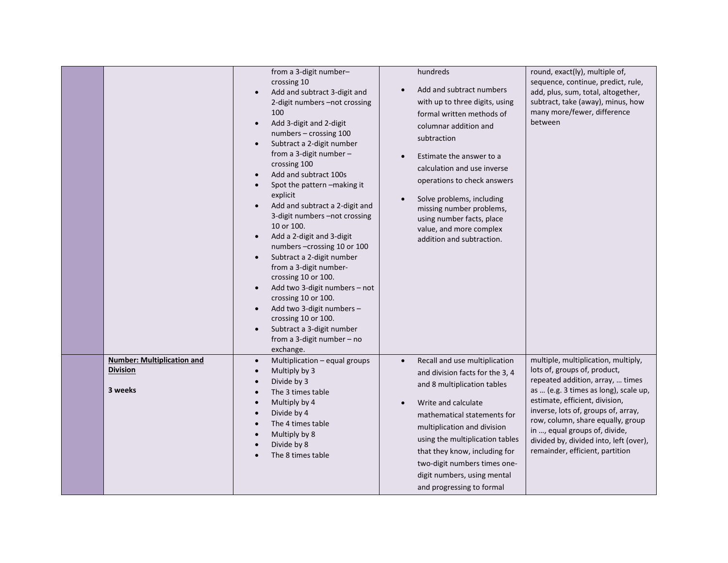| | | | | |
|---|---|---|---|---|
| | | from a 3-digit number– crossing 10<br>• Add and subtract 3-digit and 2-digit numbers –not crossing 100<br>• Add 3-digit and 2-digit numbers – crossing 100<br>• Subtract a 2-digit number from a 3-digit number – crossing 100<br>• Add and subtract 100s<br>• Spot the pattern –making it explicit<br>• Add and subtract a 2-digit and 3-digit numbers –not crossing 10 or 100.<br>• Add a 2-digit and 3-digit numbers –crossing 10 or 100<br>• Subtract a 2-digit number from a 3-digit number- crossing 10 or 100.<br>• Add two 3-digit numbers – not crossing 10 or 100.<br>• Add two 3-digit numbers – crossing 10 or 100.<br>• Subtract a 3-digit number from a 3-digit number – no exchange. | hundreds<br>• Add and subtract numbers with up to three digits, using formal written methods of columnar addition and subtraction<br>• Estimate the answer to a calculation and use inverse operations to check answers<br>• Solve problems, including missing number problems, using number facts, place value, and more complex addition and subtraction. | round, exact(ly), multiple of, sequence, continue, predict, rule, add, plus, sum, total, altogether, subtract, take (away), minus, how many more/fewer, difference between |
| | **Number: Multiplication and Division**<br><br>**3 weeks** | • Multiplication – equal groups<br>• Multiply by 3<br>• Divide by 3<br>• The 3 times table<br>• Multiply by 4<br>• Divide by 4<br>• The 4 times table<br>• Multiply by 8<br>• Divide by 8<br>• The 8 times table | • Recall and use multiplication and division facts for the 3, 4 and 8 multiplication tables<br>• Write and calculate mathematical statements for multiplication and division using the multiplication tables that they know, including for two-digit numbers times one-digit numbers, using mental and progressing to formal | multiple, multiplication, multiply, lots of, groups of, product, repeated addition, array, … times as … (e.g. 3 times as long), scale up, estimate, efficient, division, inverse, lots of, groups of, array, row, column, share equally, group in …, equal groups of, divide, divided by, divided into, left (over), remainder, efficient, partition |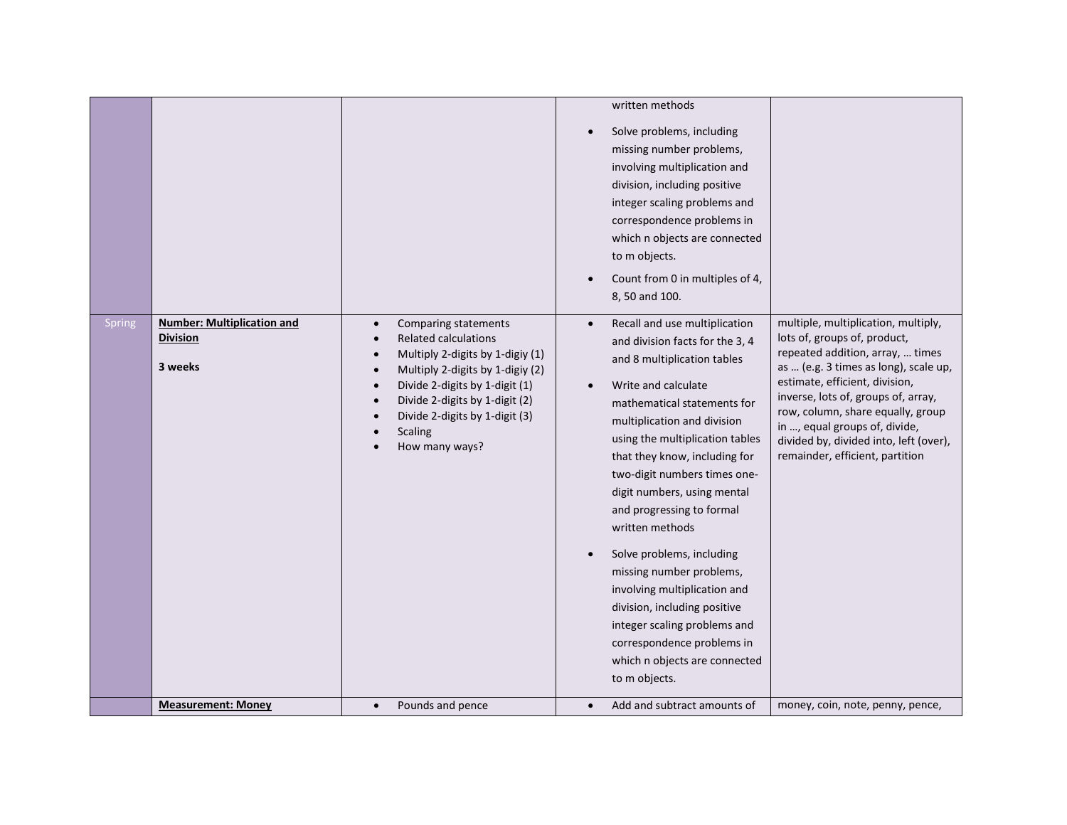| | | | | |
|---|---|---|---|---|
| | | | written methods<br>• Solve problems, including missing number problems, involving multiplication and division, including positive integer scaling problems and correspondence problems in which n objects are connected to m objects.<br>• Count from 0 in multiples of 4, 8, 50 and 100. | |
| Spring | **Number: Multiplication and Division**<br><br>**3 weeks** | • Comparing statements<br>• Related calculations<br>• Multiply 2-digits by 1-digiy (1)<br>• Multiply 2-digits by 1-digiy (2)<br>• Divide 2-digits by 1-digit (1)<br>• Divide 2-digits by 1-digit (2)<br>• Divide 2-digits by 1-digit (3)<br>• Scaling<br>• How many ways? | • Recall and use multiplication and division facts for the 3, 4 and 8 multiplication tables<br>• Write and calculate mathematical statements for multiplication and division using the multiplication tables that they know, including for two-digit numbers times one-digit numbers, using mental and progressing to formal written methods<br>• Solve problems, including missing number problems, involving multiplication and division, including positive integer scaling problems and correspondence problems in which n objects are connected to m objects. | multiple, multiplication, multiply, lots of, groups of, product, repeated addition, array, … times as … (e.g. 3 times as long), scale up, estimate, efficient, division, inverse, lots of, groups of, array, row, column, share equally, group in …, equal groups of, divide, divided by, divided into, left (over), remainder, efficient, partition |
| | **Measurement: Money** | • Pounds and pence | • Add and subtract amounts of | money, coin, note, penny, pence, |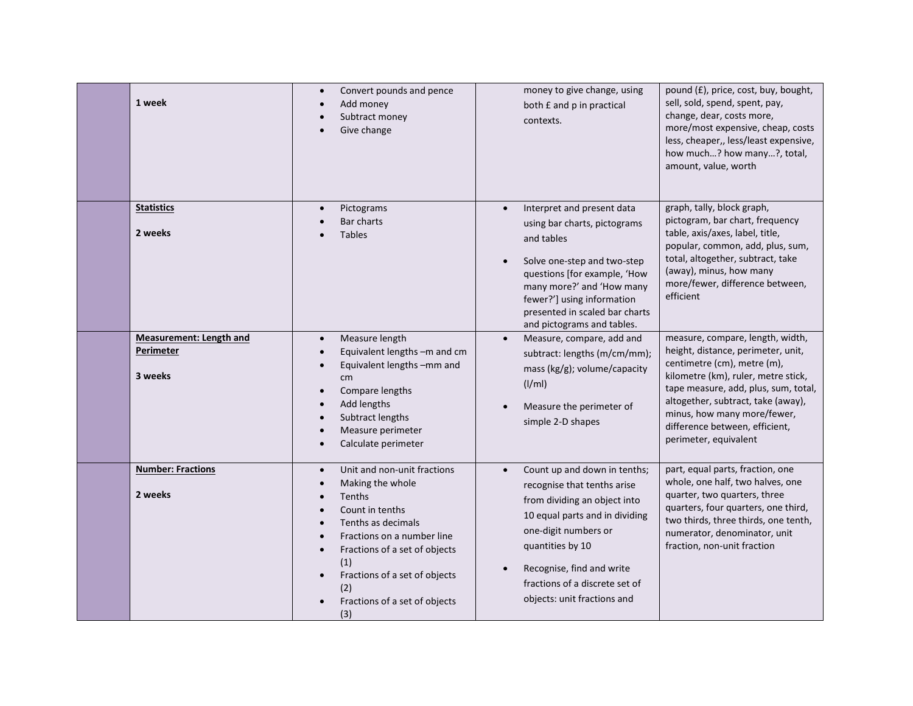| | | | | |
|---|---|---|---|---|
| | **1 week** | • Convert pounds and pence<br>• Add money<br>• Subtract money<br>• Give change | money to give change, using both £ and p in practical contexts. | pound (£), price, cost, buy, bought, sell, sold, spend, spent, pay, change, dear, costs more, more/most expensive, cheap, costs less, cheaper,, less/least expensive, how much…? how many…?, total, amount, value, worth |
| | **Statistics**<br><br>**2 weeks** | • Pictograms<br>• Bar charts<br>• Tables | • Interpret and present data using bar charts, pictograms and tables<br>• Solve one-step and two-step questions [for example, 'How many more?' and 'How many fewer?'] using information presented in scaled bar charts and pictograms and tables. | graph, tally, block graph, pictogram, bar chart, frequency table, axis/axes, label, title, popular, common, add, plus, sum, total, altogether, subtract, take (away), minus, how many more/fewer, difference between, efficient |
| | **Measurement: Length and Perimeter**<br><br>**3 weeks** | • Measure length<br>• Equivalent lengths –m and cm<br>• Equivalent lengths –mm and cm<br>• Compare lengths<br>• Add lengths<br>• Subtract lengths<br>• Measure perimeter<br>• Calculate perimeter | • Measure, compare, add and subtract: lengths (m/cm/mm); mass (kg/g); volume/capacity (l/ml)<br>• Measure the perimeter of simple 2-D shapes | measure, compare, length, width, height, distance, perimeter, unit, centimetre (cm), metre (m), kilometre (km), ruler, metre stick, tape measure, add, plus, sum, total, altogether, subtract, take (away), minus, how many more/fewer, difference between, efficient, perimeter, equivalent |
| | **Number: Fractions**<br><br>**2 weeks** | • Unit and non-unit fractions<br>• Making the whole<br>• Tenths<br>• Count in tenths<br>• Tenths as decimals<br>• Fractions on a number line<br>• Fractions of a set of objects (1)<br>• Fractions of a set of objects (2)<br>• Fractions of a set of objects (3) | • Count up and down in tenths; recognise that tenths arise from dividing an object into 10 equal parts and in dividing one-digit numbers or quantities by 10<br>• Recognise, find and write fractions of a discrete set of objects: unit fractions and | part, equal parts, fraction, one whole, one half, two halves, one quarter, two quarters, three quarters, four quarters, one third, two thirds, three thirds, one tenth, numerator, denominator, unit fraction, non-unit fraction |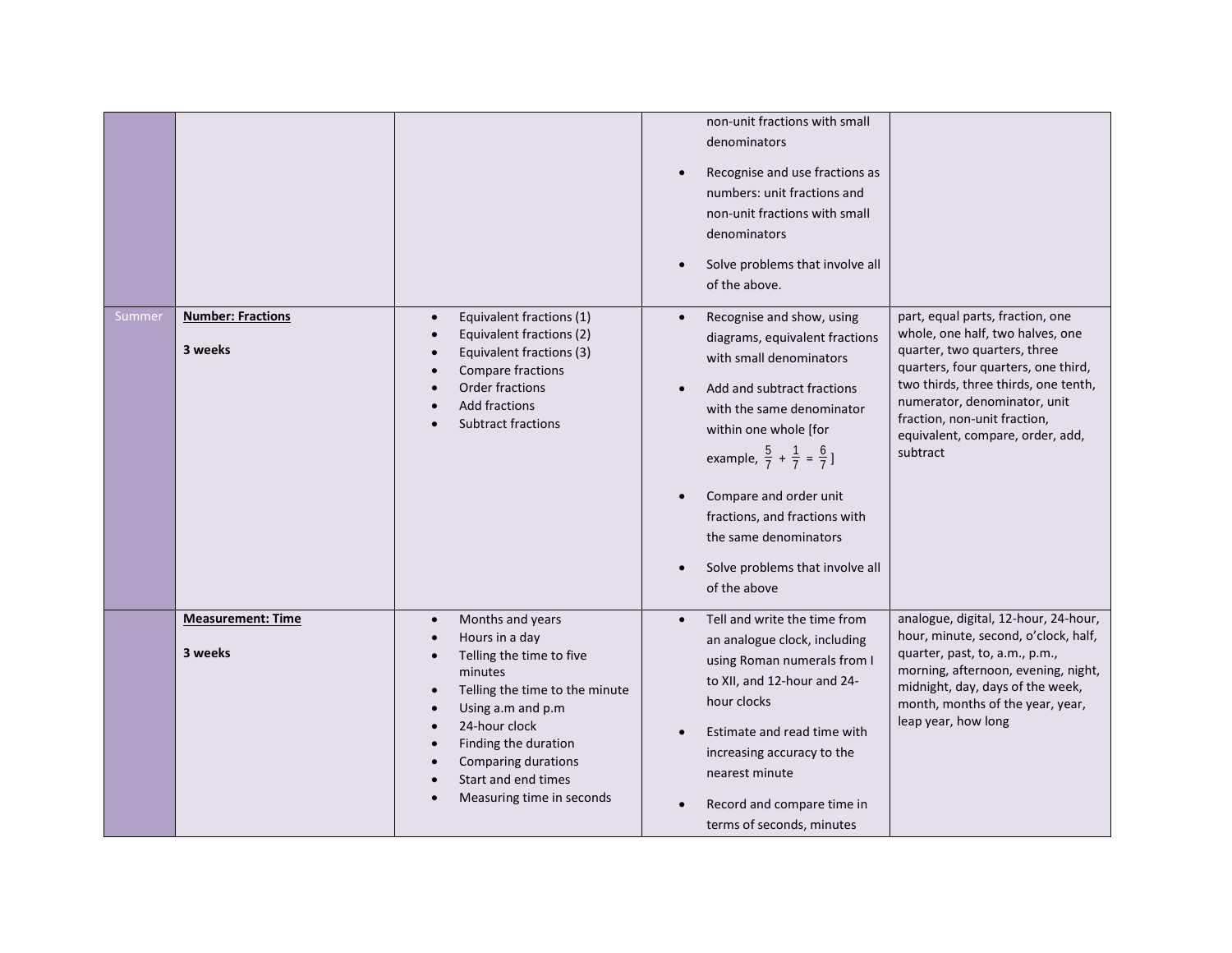| | | | | |
|---|---|---|---|---|
| | | | non-unit fractions with small denominators<br>• Recognise and use fractions as numbers: unit fractions and non-unit fractions with small denominators<br>• Solve problems that involve all of the above. | |
| Summer | **Number: Fractions**<br><br>**3 weeks** | • Equivalent fractions (1)<br>• Equivalent fractions (2)<br>• Equivalent fractions (3)<br>• Compare fractions<br>• Order fractions<br>• Add fractions<br>• Subtract fractions | • Recognise and show, using diagrams, equivalent fractions with small denominators<br>• Add and subtract fractions with the same denominator within one whole [for example, $\frac{5}{7} + \frac{1}{7} = \frac{6}{7}$]<br>• Compare and order unit fractions, and fractions with the same denominators<br>• Solve problems that involve all of the above | part, equal parts, fraction, one whole, one half, two halves, one quarter, two quarters, three quarters, four quarters, one third, two thirds, three thirds, one tenth, numerator, denominator, unit fraction, non-unit fraction, equivalent, compare, order, add, subtract |
| | **Measurement: Time**<br><br>**3 weeks** | • Months and years<br>• Hours in a day<br>• Telling the time to five minutes<br>• Telling the time to the minute<br>• Using a.m and p.m<br>• 24-hour clock<br>• Finding the duration<br>• Comparing durations<br>• Start and end times<br>• Measuring time in seconds | • Tell and write the time from an analogue clock, including using Roman numerals from I to XII, and 12-hour and 24-hour clocks<br>• Estimate and read time with increasing accuracy to the nearest minute<br>• Record and compare time in terms of seconds, minutes | analogue, digital, 12-hour, 24-hour, hour, minute, second, o'clock, half, quarter, past, to, a.m., p.m., morning, afternoon, evening, night, midnight, day, days of the week, month, months of the year, year, leap year, how long |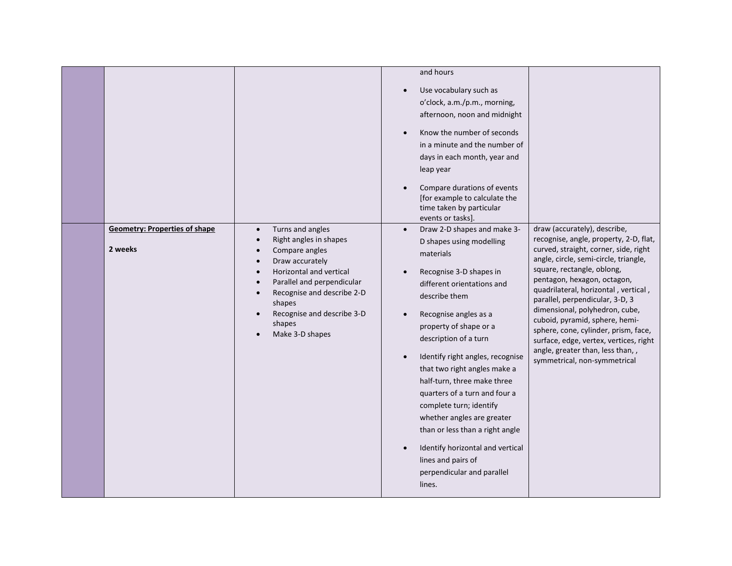|  |  |  |  |  |
|---|---|---|---|---|
|  |  |  | and hours<br>• Use vocabulary such as o'clock, a.m./p.m., morning, afternoon, noon and midnight<br>• Know the number of seconds in a minute and the number of days in each month, year and leap year<br>• Compare durations of events [for example to calculate the time taken by particular events or tasks]. |  |
|  | **Geometry: Properties of shape**<br><br>**2 weeks** | • Turns and angles<br>• Right angles in shapes<br>• Compare angles<br>• Draw accurately<br>• Horizontal and vertical<br>• Parallel and perpendicular<br>• Recognise and describe 2-D shapes<br>• Recognise and describe 3-D shapes<br>• Make 3-D shapes | • Draw 2-D shapes and make 3-D shapes using modelling materials<br>• Recognise 3-D shapes in different orientations and describe them<br>• Recognise angles as a property of shape or a description of a turn<br>• Identify right angles, recognise that two right angles make a half-turn, three make three quarters of a turn and four a complete turn; identify whether angles are greater than or less than a right angle<br>• Identify horizontal and vertical lines and pairs of perpendicular and parallel lines. | draw (accurately), describe, recognise, angle, property, 2-D, flat, curved, straight, corner, side, right angle, circle, semi-circle, triangle, square, rectangle, oblong, pentagon, hexagon, octagon, quadrilateral, horizontal , vertical , parallel, perpendicular, 3-D, 3 dimensional, polyhedron, cube, cuboid, pyramid, sphere, hemi-sphere, cone, cylinder, prism, face, surface, edge, vertex, vertices, right angle, greater than, less than, , symmetrical, non-symmetrical |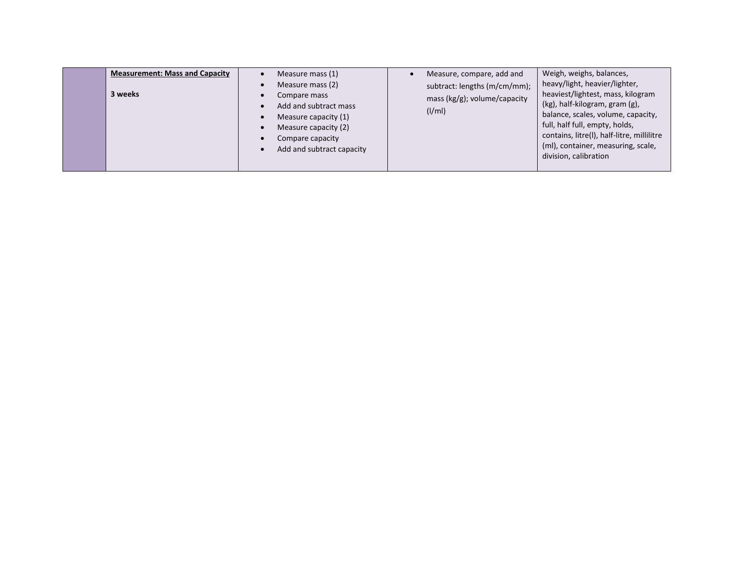| | | | | |
|---|---|---|---|---|
| | **Measurement: Mass and Capacity**<br><br>**3 weeks** | • Measure mass (1)<br>• Measure mass (2)<br>• Compare mass<br>• Add and subtract mass<br>• Measure capacity (1)<br>• Measure capacity (2)<br>• Compare capacity<br>• Add and subtract capacity | • Measure, compare, add and subtract: lengths (m/cm/mm); mass (kg/g); volume/capacity (l/ml) | Weigh, weighs, balances, heavy/light, heavier/lighter, heaviest/lightest, mass, kilogram (kg), half-kilogram, gram (g), balance, scales, volume, capacity, full, half full, empty, holds, contains, litre(l), half-litre, millilitre (ml), container, measuring, scale, division, calibration |